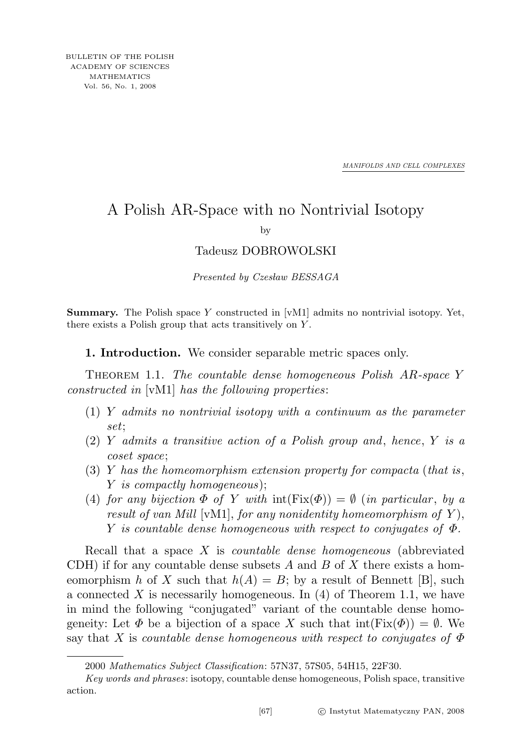MANIFOLDS AND CELL COMPLEXES

# A Polish AR-Space with no Nontrivial Isotopy

by

Tadeusz DOBROWOLSKI

*Presented by Czesław BESSAGA*

**Summary.** The Polish space $Y$ constructed in [vM1] admits no nontrivial isotopy. Yet, there exists a Polish group that acts transitively on $Y$.

**1. Introduction.** We consider separable metric spaces only.

THEOREM 1.1. *The countable dense homogeneous Polish AR-space $Y$ constructed in* [vM1] *has the following properties*:

1. *$Y$ admits no nontrivial isotopy with a continuum as the parameter set*;
2. *$Y$ admits a transitive action of a Polish group and*, *hence*, *$Y$ is a coset space*;
3. *$Y$ has the homeomorphism extension property for compacta* (*that is*, *$Y$ is compactly homogeneous*);
4. *for any bijection $\Phi$ of $Y$ with $\operatorname{int}(\operatorname{Fix}(\Phi)) = \emptyset$* (*in particular*, *by a result of van Mill* [vM1], *for any nonidentity homeomorphism of $Y$*), *$Y$ is countable dense homogeneous with respect to conjugates of $\Phi$.*

Recall that a space $X$ is *countable dense homogeneous* (abbreviated CDH) if for any countable dense subsets $A$ and $B$ of $X$ there exists a homeomorphism $h$ of $X$ such that $h(A) = B$; by a result of Bennett [B], such a connected $X$ is necessarily homogeneous. In (4) of Theorem 1.1, we have in mind the following "conjugated" variant of the countable dense homogeneity: Let $\Phi$ be a bijection of a space $X$ such that $\operatorname{int}(\operatorname{Fix}(\Phi)) = \emptyset$. We say that $X$ is *countable dense homogeneous with respect to conjugates of $\Phi$*

---

2000 *Mathematics Subject Classification*: 57N37, 57S05, 54H15, 22F30.

*Key words and phrases*: isotopy, countable dense homogeneous, Polish space, transitive action.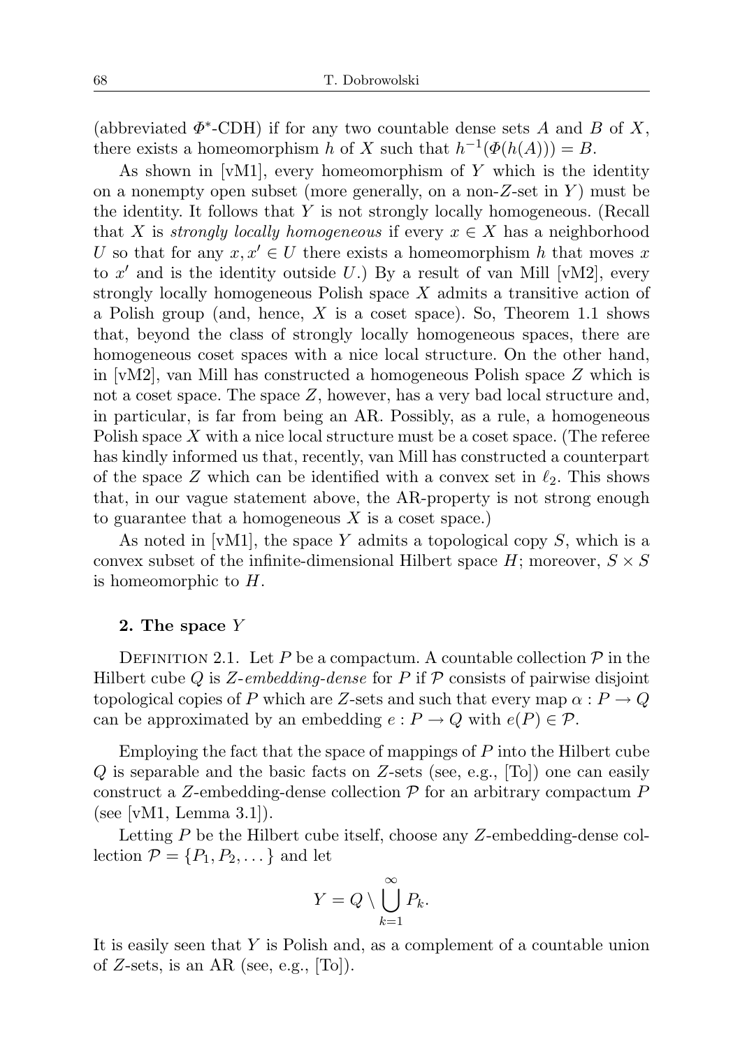(abbreviated $\Phi^*$-CDH) if for any two countable dense sets $A$ and $B$ of $X$, there exists a homeomorphism $h$ of $X$ such that $h^{-1}(\Phi(h(A))) = B$.

As shown in [vM1], every homeomorphism of $Y$ which is the identity on a nonempty open subset (more generally, on a non-$Z$-set in $Y$) must be the identity. It follows that $Y$ is not strongly locally homogeneous. (Recall that $X$ is *strongly locally homogeneous* if every $x \in X$ has a neighborhood $U$ so that for any $x, x' \in U$ there exists a homeomorphism $h$ that moves $x$ to $x'$ and is the identity outside $U$.) By a result of van Mill [vM2], every strongly locally homogeneous Polish space $X$ admits a transitive action of a Polish group (and, hence, $X$ is a coset space). So, Theorem 1.1 shows that, beyond the class of strongly locally homogeneous spaces, there are homogeneous coset spaces with a nice local structure. On the other hand, in [vM2], van Mill has constructed a homogeneous Polish space $Z$ which is not a coset space. The space $Z$, however, has a very bad local structure and, in particular, is far from being an AR. Possibly, as a rule, a homogeneous Polish space $X$ with a nice local structure must be a coset space. (The referee has kindly informed us that, recently, van Mill has constructed a counterpart of the space $Z$ which can be identified with a convex set in $\ell_2$. This shows that, in our vague statement above, the AR-property is not strong enough to guarantee that a homogeneous $X$ is a coset space.)

As noted in [vM1], the space $Y$ admits a topological copy $S$, which is a convex subset of the infinite-dimensional Hilbert space $H$; moreover, $S \times S$ is homeomorphic to $H$.

## 2. The space $Y$

DEFINITION 2.1. Let $P$ be a compactum. A countable collection $\mathcal{P}$ in the Hilbert cube $Q$ is *$Z$-embedding-dense* for $P$ if $\mathcal{P}$ consists of pairwise disjoint topological copies of $P$ which are $Z$-sets and such that every map $\alpha : P \to Q$ can be approximated by an embedding $e : P \to Q$ with $e(P) \in \mathcal{P}$.

Employing the fact that the space of mappings of $P$ into the Hilbert cube $Q$ is separable and the basic facts on $Z$-sets (see, e.g., [To]) one can easily construct a $Z$-embedding-dense collection $\mathcal{P}$ for an arbitrary compactum $P$ (see [vM1, Lemma 3.1]).

Letting $P$ be the Hilbert cube itself, choose any $Z$-embedding-dense collection $\mathcal{P} = \{P_1, P_2, \dots\}$ and let

$$Y = Q \setminus \bigcup_{k=1}^{\infty} P_k.$$

It is easily seen that $Y$ is Polish and, as a complement of a countable union of $Z$-sets, is an AR (see, e.g., [To]).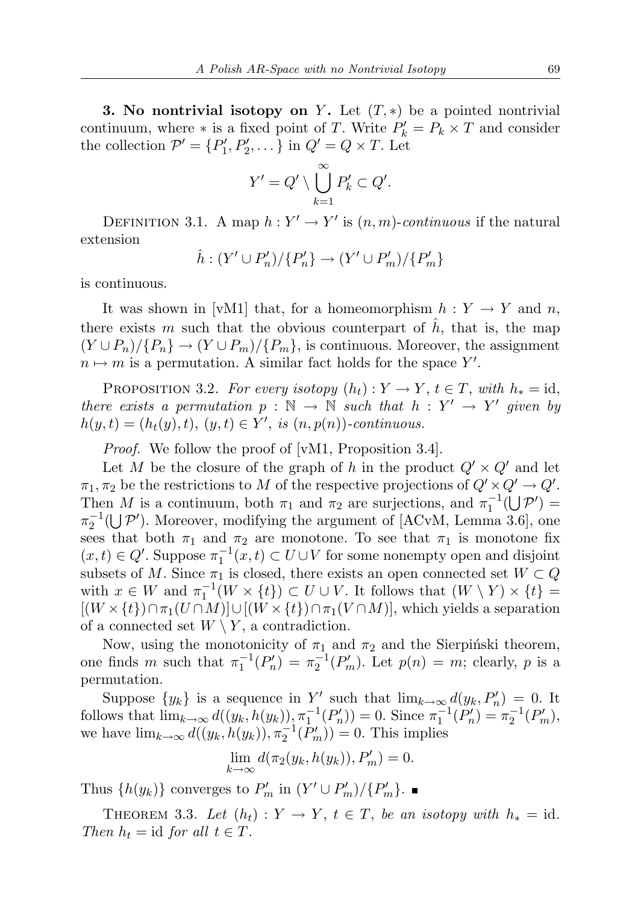**3. No nontrivial isotopy on $Y$.** Let $(T, *)$ be a pointed nontrivial continuum, where $*$ is a fixed point of $T$. Write $P'_k = P_k \times T$ and consider the collection $\mathcal{P}' = \{P'_1, P'_2, \dots\}$ in $Q' = Q \times T$. Let

$$Y' = Q' \setminus \bigcup_{k=1}^{\infty} P'_k \subset Q'.$$

Definition 3.1. A map $h : Y' \to Y'$ is $(n, m)$-*continuous* if the natural extension

$$\hat{h} : (Y' \cup P'_n)/\{P'_n\} \to (Y' \cup P'_m)/\{P'_m\}$$

is continuous.

It was shown in [vM1] that, for a homeomorphism $h : Y \to Y$ and $n$, there exists $m$ such that the obvious counterpart of $\hat{h}$, that is, the map $(Y \cup P_n)/\{P_n\} \to (Y \cup P_m)/\{P_m\}$, is continuous. Moreover, the assignment $n \mapsto m$ is a permutation. A similar fact holds for the space $Y'$.

Proposition 3.2. *For every isotopy $(h_t) : Y \to Y$, $t \in T$, with $h_* = \mathrm{id}$, there exists a permutation $p : \mathbb{N} \to \mathbb{N}$ such that $h : Y' \to Y'$ given by $h(y, t) = (h_t(y), t)$, $(y, t) \in Y'$, is $(n, p(n))$-continuous.*

*Proof.* We follow the proof of [vM1, Proposition 3.4].

Let $M$ be the closure of the graph of $h$ in the product $Q' \times Q'$ and let $\pi_1, \pi_2$ be the restrictions to $M$ of the respective projections of $Q' \times Q' \to Q'$. Then $M$ is a continuum, both $\pi_1$ and $\pi_2$ are surjections, and $\pi_1^{-1}(\bigcup \mathcal{P}') = \pi_2^{-1}(\bigcup \mathcal{P}')$. Moreover, modifying the argument of [ACvM, Lemma 3.6], one sees that both $\pi_1$ and $\pi_2$ are monotone. To see that $\pi_1$ is monotone fix $(x, t) \in Q'$. Suppose $\pi_1^{-1}(x, t) \subset U \cup V$ for some nonempty open and disjoint subsets of $M$. Since $\pi_1$ is closed, there exists an open connected set $W \subset Q$ with $x \in W$ and $\pi_1^{-1}(W \times \{t\}) \subset U \cup V$. It follows that $(W \setminus Y) \times \{t\} = [(W \times \{t\}) \cap \pi_1(U \cap M)] \cup [(W \times \{t\}) \cap \pi_1(V \cap M)]$, which yields a separation of a connected set $W \setminus Y$, a contradiction.

Now, using the monotonicity of $\pi_1$ and $\pi_2$ and the Sierpiński theorem, one finds $m$ such that $\pi_1^{-1}(P'_n) = \pi_2^{-1}(P'_m)$. Let $p(n) = m$; clearly, $p$ is a permutation.

Suppose $\{y_k\}$ is a sequence in $Y'$ such that $\lim_{k\to\infty} d(y_k, P'_n) = 0$. It follows that $\lim_{k\to\infty} d((y_k, h(y_k)), \pi_1^{-1}(P'_n)) = 0$. Since $\pi_1^{-1}(P'_n) = \pi_2^{-1}(P'_m)$, we have $\lim_{k\to\infty} d((y_k, h(y_k)), \pi_2^{-1}(P'_m)) = 0$. This implies

$$\lim_{k\to\infty} d(\pi_2(y_k, h(y_k)), P'_m) = 0.$$

Thus $\{h(y_k)\}$ converges to $P'_m$ in $(Y' \cup P'_m)/\{P'_m\}$. ∎

Theorem 3.3. *Let $(h_t) : Y \to Y$, $t \in T$, be an isotopy with $h_* = \mathrm{id}$. Then $h_t = \mathrm{id}$ for all $t \in T$.*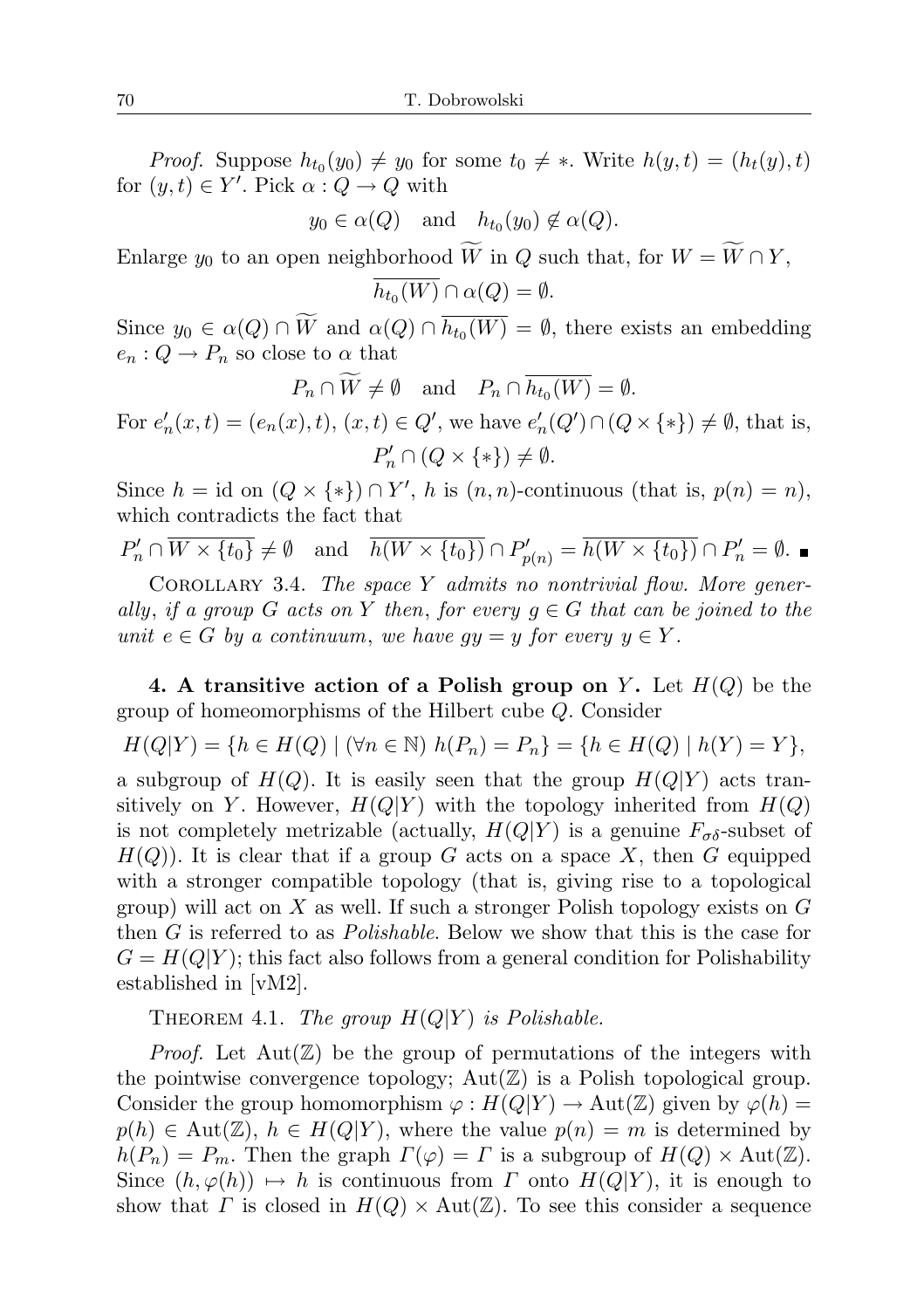*Proof.* Suppose $h_{t_0}(y_0) \neq y_0$ for some $t_0 \neq *$. Write $h(y,t) = (h_t(y), t)$ for $(y,t) \in Y'$. Pick $\alpha : Q \to Q$ with

$$y_0 \in \alpha(Q) \quad \text{and} \quad h_{t_0}(y_0) \notin \alpha(Q).$$

Enlarge $y_0$ to an open neighborhood $\widetilde{W}$ in $Q$ such that, for $W = \widetilde{W} \cap Y$,

$$\overline{h_{t_0}(W)} \cap \alpha(Q) = \emptyset.$$

Since $y_0 \in \alpha(Q) \cap \widetilde{W}$ and $\alpha(Q) \cap \overline{h_{t_0}(W)} = \emptyset$, there exists an embedding $e_n : Q \to P_n$ so close to $\alpha$ that

$$P_n \cap \widetilde{W} \neq \emptyset \quad \text{and} \quad P_n \cap \overline{h_{t_0}(W)} = \emptyset.$$

For $e'_n(x,t) = (e_n(x), t)$, $(x,t) \in Q'$, we have $e'_n(Q') \cap (Q \times \{*\}) \neq \emptyset$, that is,

$$P'_n \cap (Q \times \{*\}) \neq \emptyset.$$

Since $h = \mathrm{id}$ on $(Q \times \{*\}) \cap Y'$, $h$ is $(n,n)$-continuous (that is, $p(n) = n$), which contradicts the fact that

$$P'_n \cap \overline{W \times \{t_0\}} \neq \emptyset \quad \text{and} \quad \overline{h(W \times \{t_0\})} \cap P'_{p(n)} = \overline{h(W \times \{t_0\})} \cap P'_n = \emptyset. \blacksquare$$

Corollary 3.4. *The space $Y$ admits no nontrivial flow. More generally, if a group $G$ acts on $Y$ then, for every $g \in G$ that can be joined to the unit $e \in G$ by a continuum, we have $gy = y$ for every $y \in Y$.*

**4. A transitive action of a Polish group on $Y$.** Let $H(Q)$ be the group of homeomorphisms of the Hilbert cube $Q$. Consider

$$H(Q|Y) = \{h \in H(Q) \mid (\forall n \in \mathbb{N})\ h(P_n) = P_n\} = \{h \in H(Q) \mid h(Y) = Y\},$$

a subgroup of $H(Q)$. It is easily seen that the group $H(Q|Y)$ acts transitively on $Y$. However, $H(Q|Y)$ with the topology inherited from $H(Q)$ is not completely metrizable (actually, $H(Q|Y)$ is a genuine $F_{\sigma\delta}$-subset of $H(Q)$). It is clear that if a group $G$ acts on a space $X$, then $G$ equipped with a stronger compatible topology (that is, giving rise to a topological group) will act on $X$ as well. If such a stronger Polish topology exists on $G$ then $G$ is referred to as *Polishable*. Below we show that this is the case for $G = H(Q|Y)$; this fact also follows from a general condition for Polishability established in [vM2].

Theorem 4.1. *The group $H(Q|Y)$ is Polishable.*

*Proof.* Let $\mathrm{Aut}(\mathbb{Z})$ be the group of permutations of the integers with the pointwise convergence topology; $\mathrm{Aut}(\mathbb{Z})$ is a Polish topological group. Consider the group homomorphism $\varphi : H(Q|Y) \to \mathrm{Aut}(\mathbb{Z})$ given by $\varphi(h) = p(h) \in \mathrm{Aut}(\mathbb{Z})$, $h \in H(Q|Y)$, where the value $p(n) = m$ is determined by $h(P_n) = P_m$. Then the graph $\Gamma(\varphi) = \Gamma$ is a subgroup of $H(Q) \times \mathrm{Aut}(\mathbb{Z})$. Since $(h, \varphi(h)) \mapsto h$ is continuous from $\Gamma$ onto $H(Q|Y)$, it is enough to show that $\Gamma$ is closed in $H(Q) \times \mathrm{Aut}(\mathbb{Z})$. To see this consider a sequence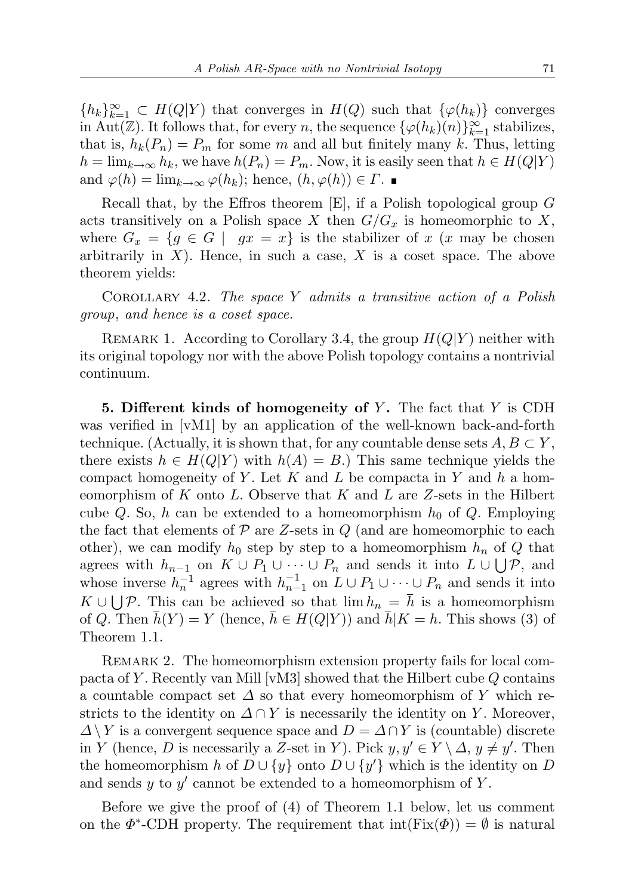$\{h_k\}_{k=1}^{\infty} \subset H(Q|Y)$ that converges in $H(Q)$ such that $\{\varphi(h_k)\}$ converges in $\mathrm{Aut}(\mathbb{Z})$. It follows that, for every $n$, the sequence $\{\varphi(h_k)(n)\}_{k=1}^{\infty}$ stabilizes, that is, $h_k(P_n) = P_m$ for some $m$ and all but finitely many $k$. Thus, letting $h = \lim_{k\to\infty} h_k$, we have $h(P_n) = P_m$. Now, it is easily seen that $h \in H(Q|Y)$ and $\varphi(h) = \lim_{k\to\infty} \varphi(h_k)$; hence, $(h, \varphi(h)) \in \Gamma$. ∎

Recall that, by the Effros theorem [E], if a Polish topological group $G$ acts transitively on a Polish space $X$ then $G/G_x$ is homeomorphic to $X$, where $G_x = \{g \in G \mid gx = x\}$ is the stabilizer of $x$ ($x$ may be chosen arbitrarily in $X$). Hence, in such a case, $X$ is a coset space. The above theorem yields:

Corollary 4.2. *The space $Y$ admits a transitive action of a Polish group, and hence is a coset space.*

Remark 1. According to Corollary 3.4, the group $H(Q|Y)$ neither with its original topology nor with the above Polish topology contains a nontrivial continuum.

**5. Different kinds of homogeneity of $Y$.** The fact that $Y$ is CDH was verified in [vM1] by an application of the well-known back-and-forth technique. (Actually, it is shown that, for any countable dense sets $A, B \subset Y$, there exists $h \in H(Q|Y)$ with $h(A) = B$.) This same technique yields the compact homogeneity of $Y$. Let $K$ and $L$ be compacta in $Y$ and $h$ a homeomorphism of $K$ onto $L$. Observe that $K$ and $L$ are $Z$-sets in the Hilbert cube $Q$. So, $h$ can be extended to a homeomorphism $h_0$ of $Q$. Employing the fact that elements of $\mathcal{P}$ are $Z$-sets in $Q$ (and are homeomorphic to each other), we can modify $h_0$ step by step to a homeomorphism $h_n$ of $Q$ that agrees with $h_{n-1}$ on $K \cup P_1 \cup \dots \cup P_n$ and sends it into $L \cup \bigcup \mathcal{P}$, and whose inverse $h_n^{-1}$ agrees with $h_{n-1}^{-1}$ on $L \cup P_1 \cup \dots \cup P_n$ and sends it into $K \cup \bigcup \mathcal{P}$. This can be achieved so that $\lim h_n = \bar{h}$ is a homeomorphism of $Q$. Then $\bar{h}(Y) = Y$ (hence, $\bar{h} \in H(Q|Y)$) and $\bar{h}|K = h$. This shows (3) of Theorem 1.1.

Remark 2. The homeomorphism extension property fails for local compacta of $Y$. Recently van Mill [vM3] showed that the Hilbert cube $Q$ contains a countable compact set $\Delta$ so that every homeomorphism of $Y$ which restricts to the identity on $\Delta \cap Y$ is necessarily the identity on $Y$. Moreover, $\Delta \setminus Y$ is a convergent sequence space and $D = \Delta \cap Y$ is (countable) discrete in $Y$ (hence, $D$ is necessarily a $Z$-set in $Y$). Pick $y, y' \in Y \setminus \Delta$, $y \neq y'$. Then the homeomorphism $h$ of $D \cup \{y\}$ onto $D \cup \{y'\}$ which is the identity on $D$ and sends $y$ to $y'$ cannot be extended to a homeomorphism of $Y$.

Before we give the proof of (4) of Theorem 1.1 below, let us comment on the $\Phi^*$-CDH property. The requirement that $\mathrm{int}(\mathrm{Fix}(\Phi)) = \emptyset$ is natural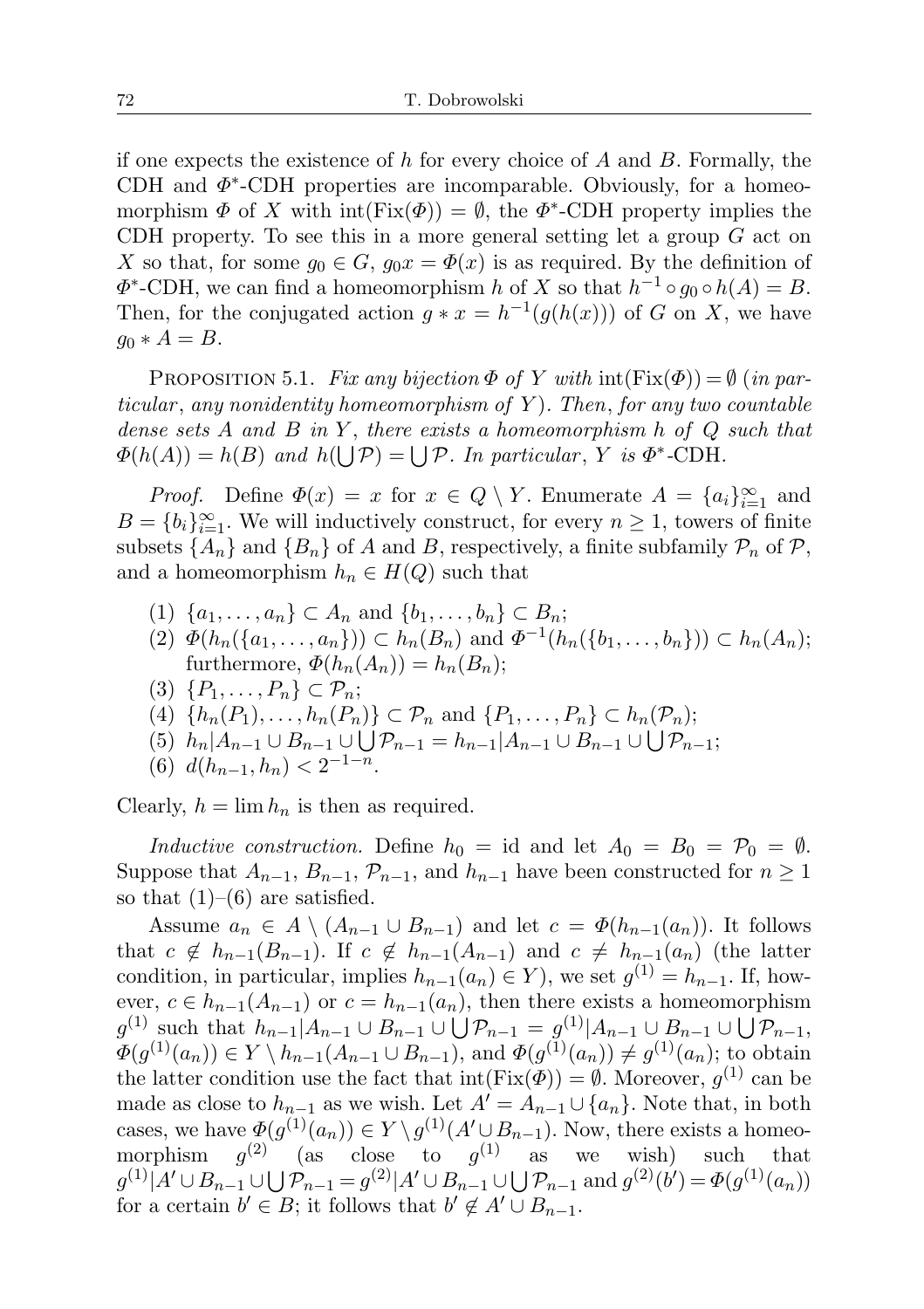if one expects the existence of $h$ for every choice of $A$ and $B$. Formally, the CDH and $\Phi^*$-CDH properties are incomparable. Obviously, for a homeomorphism $\Phi$ of $X$ with $\operatorname{int}(\operatorname{Fix}(\Phi)) = \emptyset$, the $\Phi^*$-CDH property implies the CDH property. To see this in a more general setting let a group $G$ act on $X$ so that, for some $g_0 \in G$, $g_0 x = \Phi(x)$ is as required. By the definition of $\Phi^*$-CDH, we can find a homeomorphism $h$ of $X$ so that $h^{-1} \circ g_0 \circ h(A) = B$. Then, for the conjugated action $g * x = h^{-1}(g(h(x)))$ of $G$ on $X$, we have $g_0 * A = B$.

Proposition 5.1. *Fix any bijection $\Phi$ of $Y$ with $\operatorname{int}(\operatorname{Fix}(\Phi)) = \emptyset$ (in particular, any nonidentity homeomorphism of $Y$). Then, for any two countable dense sets $A$ and $B$ in $Y$, there exists a homeomorphism $h$ of $Q$ such that $\Phi(h(A)) = h(B)$ and $h(\bigcup \mathcal{P}) = \bigcup \mathcal{P}$. In particular, $Y$ is $\Phi^*$-CDH.*

*Proof.* Define $\Phi(x) = x$ for $x \in Q \setminus Y$. Enumerate $A = \{a_i\}_{i=1}^{\infty}$ and $B = \{b_i\}_{i=1}^{\infty}$. We will inductively construct, for every $n \geq 1$, towers of finite subsets $\{A_n\}$ and $\{B_n\}$ of $A$ and $B$, respectively, a finite subfamily $\mathcal{P}_n$ of $\mathcal{P}$, and a homeomorphism $h_n \in H(Q)$ such that

(1) $\{a_1, \ldots, a_n\} \subset A_n$ and $\{b_1, \ldots, b_n\} \subset B_n$;
(2) $\Phi(h_n(\{a_1, \ldots, a_n\})) \subset h_n(B_n)$ and $\Phi^{-1}(h_n(\{b_1, \ldots, b_n\})) \subset h_n(A_n)$; furthermore, $\Phi(h_n(A_n)) = h_n(B_n)$;
(3) $\{P_1, \ldots, P_n\} \subset \mathcal{P}_n$;
(4) $\{h_n(P_1), \ldots, h_n(P_n)\} \subset \mathcal{P}_n$ and $\{P_1, \ldots, P_n\} \subset h_n(\mathcal{P}_n)$;
(5) $h_n | A_{n-1} \cup B_{n-1} \cup \bigcup \mathcal{P}_{n-1} = h_{n-1} | A_{n-1} \cup B_{n-1} \cup \bigcup \mathcal{P}_{n-1}$;
(6) $d(h_{n-1}, h_n) < 2^{-1-n}$.

Clearly, $h = \lim h_n$ is then as required.

*Inductive construction.* Define $h_0 = \mathrm{id}$ and let $A_0 = B_0 = \mathcal{P}_0 = \emptyset$. Suppose that $A_{n-1}$, $B_{n-1}$, $\mathcal{P}_{n-1}$, and $h_{n-1}$ have been constructed for $n \geq 1$ so that (1)–(6) are satisfied.

Assume $a_n \in A \setminus (A_{n-1} \cup B_{n-1})$ and let $c = \Phi(h_{n-1}(a_n))$. It follows that $c \notin h_{n-1}(B_{n-1})$. If $c \notin h_{n-1}(A_{n-1})$ and $c \neq h_{n-1}(a_n)$ (the latter condition, in particular, implies $h_{n-1}(a_n) \in Y$), we set $g^{(1)} = h_{n-1}$. If, however, $c \in h_{n-1}(A_{n-1})$ or $c = h_{n-1}(a_n)$, then there exists a homeomorphism $g^{(1)}$ such that $h_{n-1} | A_{n-1} \cup B_{n-1} \cup \bigcup \mathcal{P}_{n-1} = g^{(1)} | A_{n-1} \cup B_{n-1} \cup \bigcup \mathcal{P}_{n-1}$, $\Phi(g^{(1)}(a_n)) \in Y \setminus h_{n-1}(A_{n-1} \cup B_{n-1})$, and $\Phi(g^{(1)}(a_n)) \neq g^{(1)}(a_n)$; to obtain the latter condition use the fact that $\operatorname{int}(\operatorname{Fix}(\Phi)) = \emptyset$. Moreover, $g^{(1)}$ can be made as close to $h_{n-1}$ as we wish. Let $A' = A_{n-1} \cup \{a_n\}$. Note that, in both cases, we have $\Phi(g^{(1)}(a_n)) \in Y \setminus g^{(1)}(A' \cup B_{n-1})$. Now, there exists a homeomorphism $g^{(2)}$ (as close to $g^{(1)}$ as we wish) such that $g^{(1)} | A' \cup B_{n-1} \cup \bigcup \mathcal{P}_{n-1} = g^{(2)} | A' \cup B_{n-1} \cup \bigcup \mathcal{P}_{n-1}$ and $g^{(2)}(b') = \Phi(g^{(1)}(a_n))$ for a certain $b' \in B$; it follows that $b' \notin A' \cup B_{n-1}$.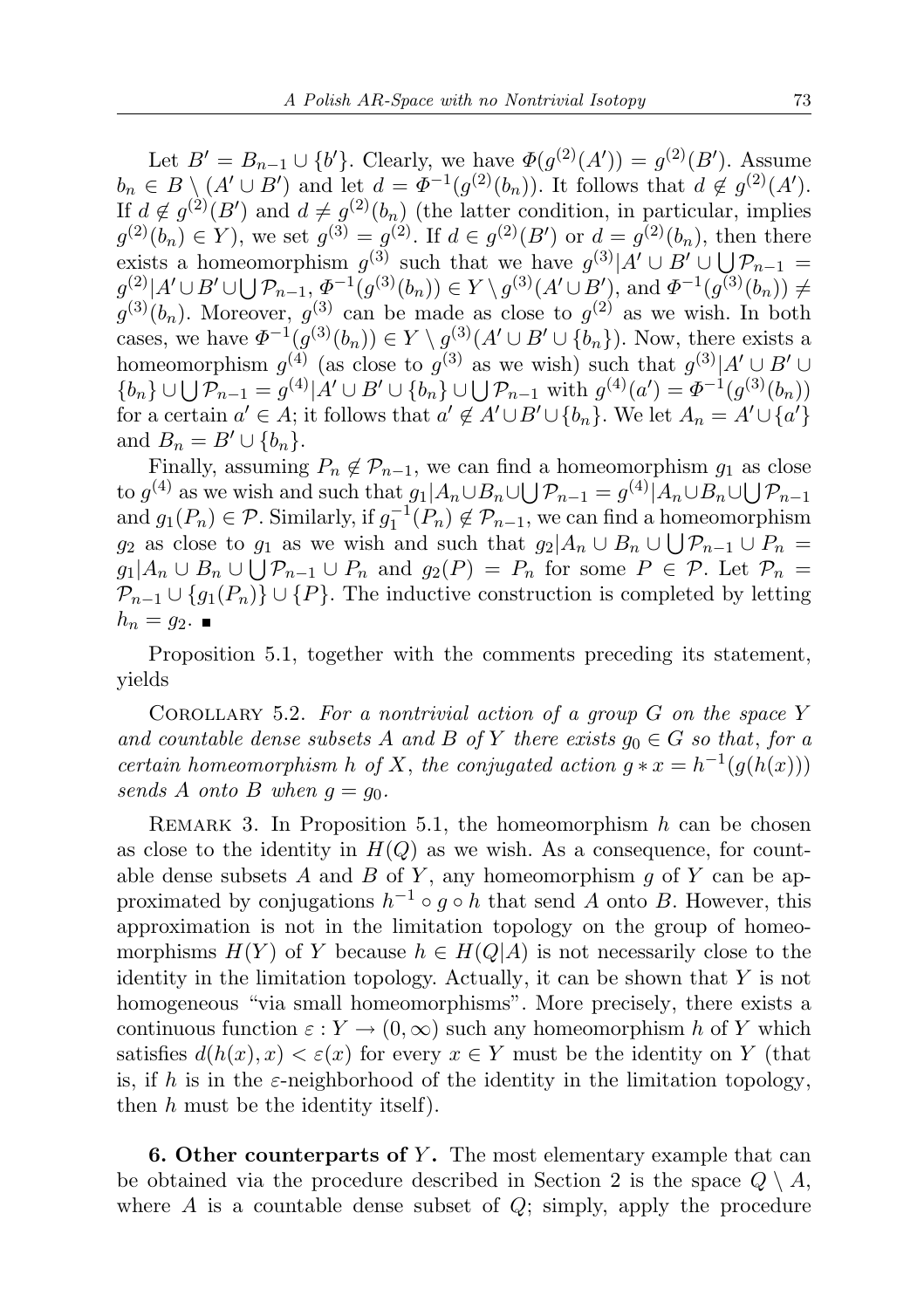Let $B' = B_{n-1} \cup \{b'\}$. Clearly, we have $\Phi(g^{(2)}(A')) = g^{(2)}(B')$. Assume $b_n \in B \setminus (A' \cup B')$ and let $d = \Phi^{-1}(g^{(2)}(b_n))$. It follows that $d \notin g^{(2)}(A')$. If $d \notin g^{(2)}(B')$ and $d \neq g^{(2)}(b_n)$ (the latter condition, in particular, implies $g^{(2)}(b_n) \in Y$), we set $g^{(3)} = g^{(2)}$. If $d \in g^{(2)}(B')$ or $d = g^{(2)}(b_n)$, then there exists a homeomorphism $g^{(3)}$ such that we have $g^{(3)}|A' \cup B' \cup \bigcup \mathcal{P}_{n-1} = g^{(2)}|A' \cup B' \cup \bigcup \mathcal{P}_{n-1}$, $\Phi^{-1}(g^{(3)}(b_n)) \in Y \setminus g^{(3)}(A' \cup B')$, and $\Phi^{-1}(g^{(3)}(b_n)) \neq g^{(3)}(b_n)$. Moreover, $g^{(3)}$ can be made as close to $g^{(2)}$ as we wish. In both cases, we have $\Phi^{-1}(g^{(3)}(b_n)) \in Y \setminus g^{(3)}(A' \cup B' \cup \{b_n\})$. Now, there exists a homeomorphism $g^{(4)}$ (as close to $g^{(3)}$ as we wish) such that $g^{(3)}|A' \cup B' \cup \{b_n\} \cup \bigcup \mathcal{P}_{n-1} = g^{(4)}|A' \cup B' \cup \{b_n\} \cup \bigcup \mathcal{P}_{n-1}$ with $g^{(4)}(a') = \Phi^{-1}(g^{(3)}(b_n))$ for a certain $a' \in A$; it follows that $a' \notin A' \cup B' \cup \{b_n\}$. We let $A_n = A' \cup \{a'\}$ and $B_n = B' \cup \{b_n\}$.

Finally, assuming $P_n \notin \mathcal{P}_{n-1}$, we can find a homeomorphism $g_1$ as close to $g^{(4)}$ as we wish and such that $g_1|A_n \cup B_n \cup \bigcup \mathcal{P}_{n-1} = g^{(4)}|A_n \cup B_n \cup \bigcup \mathcal{P}_{n-1}$ and $g_1(P_n) \in \mathcal{P}$. Similarly, if $g_1^{-1}(P_n) \notin \mathcal{P}_{n-1}$, we can find a homeomorphism $g_2$ as close to $g_1$ as we wish and such that $g_2|A_n \cup B_n \cup \bigcup \mathcal{P}_{n-1} \cup P_n = g_1|A_n \cup B_n \cup \bigcup \mathcal{P}_{n-1} \cup P_n$ and $g_2(P) = P_n$ for some $P \in \mathcal{P}$. Let $\mathcal{P}_n = \mathcal{P}_{n-1} \cup \{g_1(P_n)\} \cup \{P\}$. The inductive construction is completed by letting $h_n = g_2$. ∎

Proposition 5.1, together with the comments preceding its statement, yields

Corollary 5.2. *For a nontrivial action of a group $G$ on the space $Y$ and countable dense subsets $A$ and $B$ of $Y$ there exists $g_0 \in G$ so that, for a certain homeomorphism $h$ of $X$, the conjugated action $g * x = h^{-1}(g(h(x)))$ sends $A$ onto $B$ when $g = g_0$.*

Remark 3. In Proposition 5.1, the homeomorphism $h$ can be chosen as close to the identity in $H(Q)$ as we wish. As a consequence, for countable dense subsets $A$ and $B$ of $Y$, any homeomorphism $g$ of $Y$ can be approximated by conjugations $h^{-1} \circ g \circ h$ that send $A$ onto $B$. However, this approximation is not in the limitation topology on the group of homeomorphisms $H(Y)$ of $Y$ because $h \in H(Q|A)$ is not necessarily close to the identity in the limitation topology. Actually, it can be shown that $Y$ is not homogeneous "via small homeomorphisms". More precisely, there exists a continuous function $\varepsilon : Y \to (0, \infty)$ such any homeomorphism $h$ of $Y$ which satisfies $d(h(x), x) < \varepsilon(x)$ for every $x \in Y$ must be the identity on $Y$ (that is, if $h$ is in the $\varepsilon$-neighborhood of the identity in the limitation topology, then $h$ must be the identity itself).

**6. Other counterparts of $Y$.** The most elementary example that can be obtained via the procedure described in Section 2 is the space $Q \setminus A$, where $A$ is a countable dense subset of $Q$; simply, apply the procedure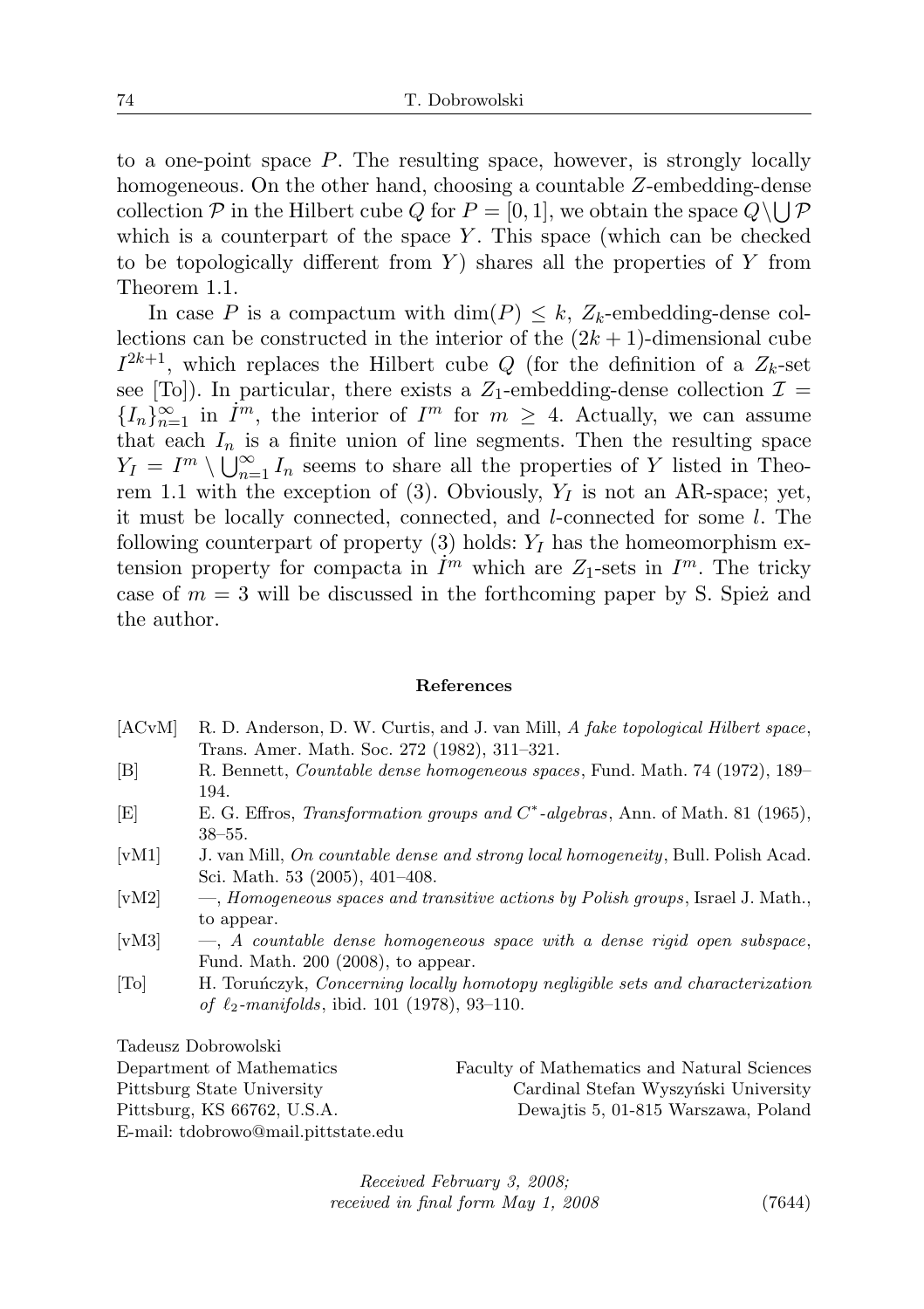to a one-point space $P$. The resulting space, however, is strongly locally homogeneous. On the other hand, choosing a countable $Z$-embedding-dense collection $\mathcal{P}$ in the Hilbert cube $Q$ for $P = [0,1]$, we obtain the space $Q \setminus \bigcup \mathcal{P}$ which is a counterpart of the space $Y$. This space (which can be checked to be topologically different from $Y$) shares all the properties of $Y$ from Theorem 1.1.

In case $P$ is a compactum with $\dim(P) \leq k$, $Z_k$-embedding-dense collections can be constructed in the interior of the $(2k+1)$-dimensional cube $I^{2k+1}$, which replaces the Hilbert cube $Q$ (for the definition of a $Z_k$-set see [To]). In particular, there exists a $Z_1$-embedding-dense collection $\mathcal{I} = \{I_n\}_{n=1}^{\infty}$ in $\dot{I}^m$, the interior of $I^m$ for $m \geq 4$. Actually, we can assume that each $I_n$ is a finite union of line segments. Then the resulting space $Y_I = I^m \setminus \bigcup_{n=1}^{\infty} I_n$ seems to share all the properties of $Y$ listed in Theorem 1.1 with the exception of (3). Obviously, $Y_I$ is not an AR-space; yet, it must be locally connected, connected, and $l$-connected for some $l$. The following counterpart of property (3) holds: $Y_I$ has the homeomorphism extension property for compacta in $\dot{I}^m$ which are $Z_1$-sets in $I^m$. The tricky case of $m = 3$ will be discussed in the forthcoming paper by S. Spież and the author.

## References

[ACvM] R. D. Anderson, D. W. Curtis, and J. van Mill, *A fake topological Hilbert space*, Trans. Amer. Math. Soc. 272 (1982), 311–321.

[B] R. Bennett, *Countable dense homogeneous spaces*, Fund. Math. 74 (1972), 189–194.

[E] E. G. Effros, *Transformation groups and $C^*$-algebras*, Ann. of Math. 81 (1965), 38–55.

[vM1] J. van Mill, *On countable dense and strong local homogeneity*, Bull. Polish Acad. Sci. Math. 53 (2005), 401–408.

[vM2] —, *Homogeneous spaces and transitive actions by Polish groups*, Israel J. Math., to appear.

[vM3] —, *A countable dense homogeneous space with a dense rigid open subspace*, Fund. Math. 200 (2008), to appear.

[To] H. Toruńczyk, *Concerning locally homotopy negligible sets and characterization of $\ell_2$-manifolds*, ibid. 101 (1978), 93–110.

Tadeusz Dobrowolski
Department of Mathematics
Pittsburg State University
Pittsburg, KS 66762, U.S.A.
E-mail: tdobrowo@mail.pittstate.edu

Faculty of Mathematics and Natural Sciences
Cardinal Stefan Wyszyński University
Dewajtis 5, 01-815 Warszawa, Poland

*Received February 3, 2008;*
*received in final form May 1, 2008* (7644)